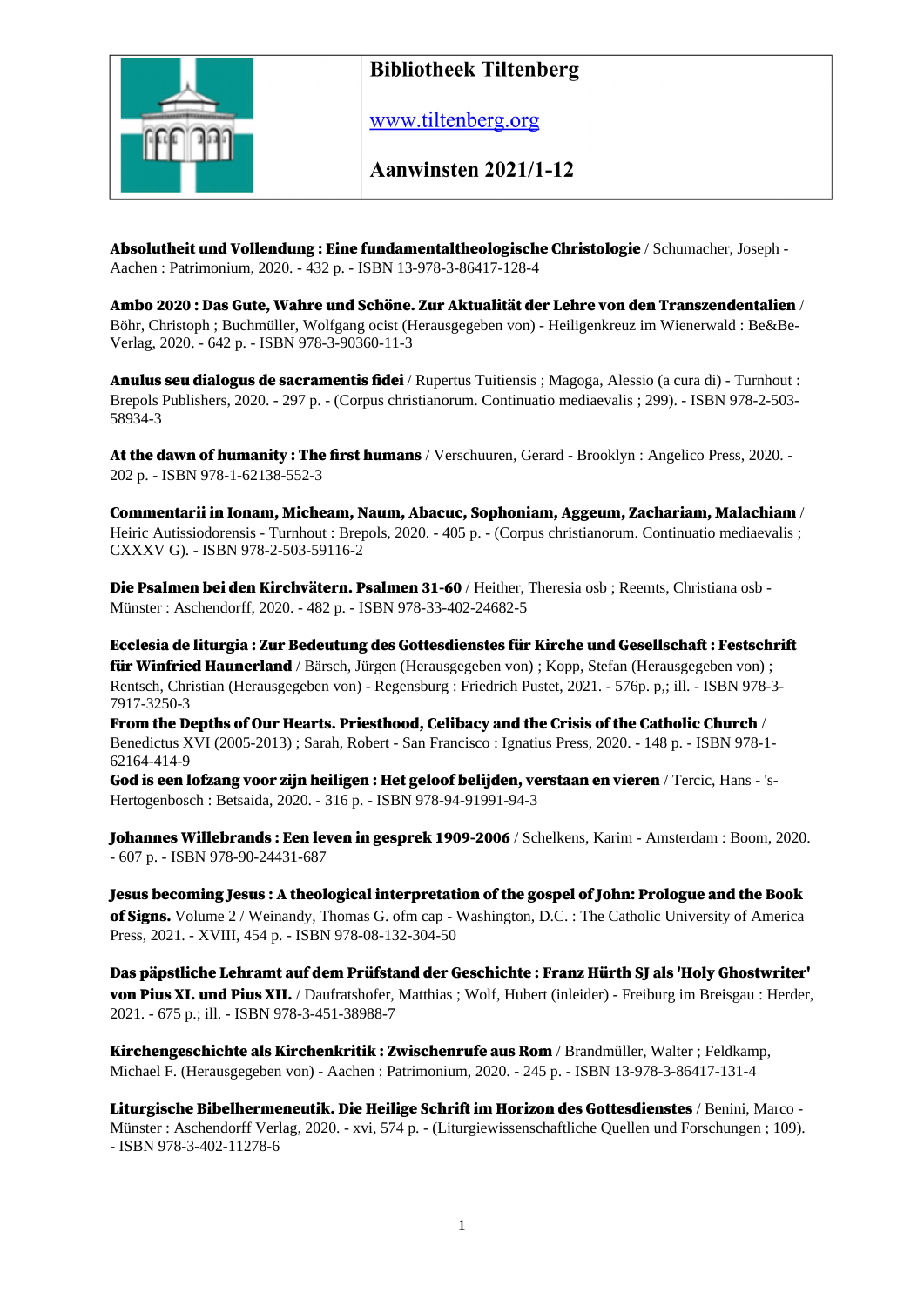# Bibliotheek Tiltenberg

[www.tiltenberg.org](http://www.tiltenberg.org)

## Aanwinsten 2021/1-12

**Absolutheit und Vollendung : Eine fundamentaltheologische Christologie** / Schumacher, Joseph - Aachen : Patrimonium, 2020. - 432 p. - ISBN 13-978-3-86417-128-4

**Ambo 2020 : Das Gute, Wahre und Schöne. Zur Aktualität der Lehre von den Transzendentalien** / Böhr, Christoph ; Buchmüller, Wolfgang ocist (Herausgegeben von) - Heiligenkreuz im Wienerwald : Be&Be-Verlag, 2020. - 642 p. - ISBN 978-3-90360-11-3

**Anulus seu dialogus de sacramentis fidei** / Rupertus Tuitiensis ; Magoga, Alessio (a cura di) - Turnhout : Brepols Publishers, 2020. - 297 p. - (Corpus christianorum. Continuatio mediaevalis ; 299). - ISBN 978-2-503-58934-3

**At the dawn of humanity : The first humans** / Verschuuren, Gerard - Brooklyn : Angelico Press, 2020. - 202 p. - ISBN 978-1-62138-552-3

**Commentarii in Ionam, Micheam, Naum, Abacuc, Sophoniam, Aggeum, Zachariam, Malachiam** / Heiric Autissiodorensis - Turnhout : Brepols, 2020. - 405 p. - (Corpus christianorum. Continuatio mediaevalis ; CXXXV G). - ISBN 978-2-503-59116-2

**Die Psalmen bei den Kirchvätern. Psalmen 31-60** / Heither, Theresia osb ; Reemts, Christiana osb - Münster : Aschendorff, 2020. - 482 p. - ISBN 978-33-402-24682-5

**Ecclesia de liturgia : Zur Bedeutung des Gottesdienstes für Kirche und Gesellschaft : Festschrift für Winfried Haunerland** / Bärsch, Jürgen (Herausgegeben von) ; Kopp, Stefan (Herausgegeben von) ; Rentsch, Christian (Herausgegeben von) - Regensburg : Friedrich Pustet, 2021. - 576p. p,; ill. - ISBN 978-3-7917-3250-3

**From the Depths of Our Hearts. Priesthood, Celibacy and the Crisis of the Catholic Church** / Benedictus XVI (2005-2013) ; Sarah, Robert - San Francisco : Ignatius Press, 2020. - 148 p. - ISBN 978-1-62164-414-9

**God is een lofzang voor zijn heiligen : Het geloof belijden, verstaan en vieren** / Tercic, Hans - 's-Hertogenbosch : Betsaida, 2020. - 316 p. - ISBN 978-94-91991-94-3

**Johannes Willebrands : Een leven in gesprek 1909-2006** / Schelkens, Karim - Amsterdam : Boom, 2020. - 607 p. - ISBN 978-90-24431-687

**Jesus becoming Jesus : A theological interpretation of the gospel of John: Prologue and the Book of Signs.** Volume 2 / Weinandy, Thomas G. ofm cap - Washington, D.C. : The Catholic University of America Press, 2021. - XVIII, 454 p. - ISBN 978-08-132-304-50

**Das päpstliche Lehramt auf dem Prüfstand der Geschichte : Franz Hürth SJ als 'Holy Ghostwriter' von Pius XI. und Pius XII.** / Daufratshofer, Matthias ; Wolf, Hubert (inleider) - Freiburg im Breisgau : Herder, 2021. - 675 p.; ill. - ISBN 978-3-451-38988-7

**Kirchengeschichte als Kirchenkritik : Zwischenrufe aus Rom** / Brandmüller, Walter ; Feldkamp, Michael F. (Herausgegeben von) - Aachen : Patrimonium, 2020. - 245 p. - ISBN 13-978-3-86417-131-4

**Liturgische Bibelhermeneutik. Die Heilige Schrift im Horizon des Gottesdienstes** / Benini, Marco - Münster : Aschendorff Verlag, 2020. - xvi, 574 p. - (Liturgiewissenschaftliche Quellen und Forschungen ; 109). - ISBN 978-3-402-11278-6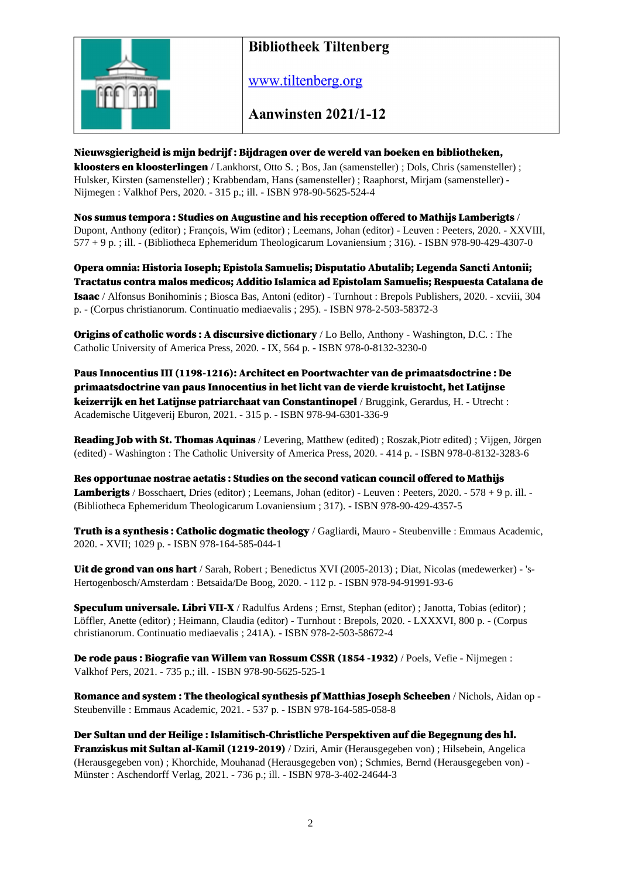| | **Bibliotheek Tiltenberg** |
|---|---|
| | [www.tiltenberg.org](http://www.tiltenberg.org) |
| | **Aanwinsten 2021/1-12** |

**Nieuwsgierigheid is mijn bedrijf : Bijdragen over de wereld van boeken en bibliotheken, kloosters en kloosterlingen** / Lankhorst, Otto S. ; Bos, Jan (samensteller) ; Dols, Chris (samensteller) ; Hulsker, Kirsten (samensteller) ; Krabbendam, Hans (samensteller) ; Raaphorst, Mirjam (samensteller) - Nijmegen : Valkhof Pers, 2020. - 315 p.; ill. - ISBN 978-90-5625-524-4

**Nos sumus tempora : Studies on Augustine and his reception offered to Mathijs Lamberigts** / Dupont, Anthony (editor) ; François, Wim (editor) ; Leemans, Johan (editor) - Leuven : Peeters, 2020. - XXVIII, 577 + 9 p. ; ill. - (Bibliotheca Ephemeridum Theologicarum Lovaniensium ; 316). - ISBN 978-90-429-4307-0

**Opera omnia: Historia Ioseph; Epistola Samuelis; Disputatio Abutalib; Legenda Sancti Antonii; Tractatus contra malos medicos; Additio Islamica ad Epistolam Samuelis; Respuesta Catalana de Isaac** / Alfonsus Bonihominis ; Biosca Bas, Antoni (editor) - Turnhout : Brepols Publishers, 2020. - xcviii, 304 p. - (Corpus christianorum. Continuatio mediaevalis ; 295). - ISBN 978-2-503-58372-3

**Origins of catholic words : A discursive dictionary** / Lo Bello, Anthony - Washington, D.C. : The Catholic University of America Press, 2020. - IX, 564 p. - ISBN 978-0-8132-3230-0

**Paus Innocentius III (1198-1216): Architect en Poortwachter van de primaatsdoctrine : De primaatsdoctrine van paus Innocentius in het licht van de vierde kruistocht, het Latijnse keizerrijk en het Latijnse patriarchaat van Constantinopel** / Bruggink, Gerardus, H. - Utrecht : Academische Uitgeverij Eburon, 2021. - 315 p. - ISBN 978-94-6301-336-9

**Reading Job with St. Thomas Aquinas** / Levering, Matthew (edited) ; Roszak,Piotr edited) ; Vijgen, Jörgen (edited) - Washington : The Catholic University of America Press, 2020. - 414 p. - ISBN 978-0-8132-3283-6

**Res opportunae nostrae aetatis : Studies on the second vatican council offered to Mathijs Lamberigts** / Bosschaert, Dries (editor) ; Leemans, Johan (editor) - Leuven : Peeters, 2020. - 578 + 9 p. ill. - (Bibliotheca Ephemeridum Theologicarum Lovaniensium ; 317). - ISBN 978-90-429-4357-5

**Truth is a synthesis : Catholic dogmatic theology** / Gagliardi, Mauro - Steubenville : Emmaus Academic, 2020. - XVII; 1029 p. - ISBN 978-164-585-044-1

**Uit de grond van ons hart** / Sarah, Robert ; Benedictus XVI (2005-2013) ; Diat, Nicolas (medewerker) - 's-Hertogenbosch/Amsterdam : Betsaida/De Boog, 2020. - 112 p. - ISBN 978-94-91991-93-6

**Speculum universale. Libri VII-X** / Radulfus Ardens ; Ernst, Stephan (editor) ; Janotta, Tobias (editor) ; Löffler, Anette (editor) ; Heimann, Claudia (editor) - Turnhout : Brepols, 2020. - LXXXVI, 800 p. - (Corpus christianorum. Continuatio mediaevalis ; 241A). - ISBN 978-2-503-58672-4

**De rode paus : Biografie van Willem van Rossum CSSR (1854 -1932)** / Poels, Vefie - Nijmegen : Valkhof Pers, 2021. - 735 p.; ill. - ISBN 978-90-5625-525-1

**Romance and system : The theological synthesis pf Matthias Joseph Scheeben** / Nichols, Aidan op - Steubenville : Emmaus Academic, 2021. - 537 p. - ISBN 978-164-585-058-8

**Der Sultan und der Heilige : Islamitisch-Christliche Perspektiven auf die Begegnung des hl. Franziskus mit Sultan al-Kamil (1219-2019)** / Dziri, Amir (Herausgegeben von) ; Hilsebein, Angelica (Herausgegeben von) ; Khorchide, Mouhanad (Herausgegeben von) ; Schmies, Bernd (Herausgegeben von) - Münster : Aschendorff Verlag, 2021. - 736 p.; ill. - ISBN 978-3-402-24644-3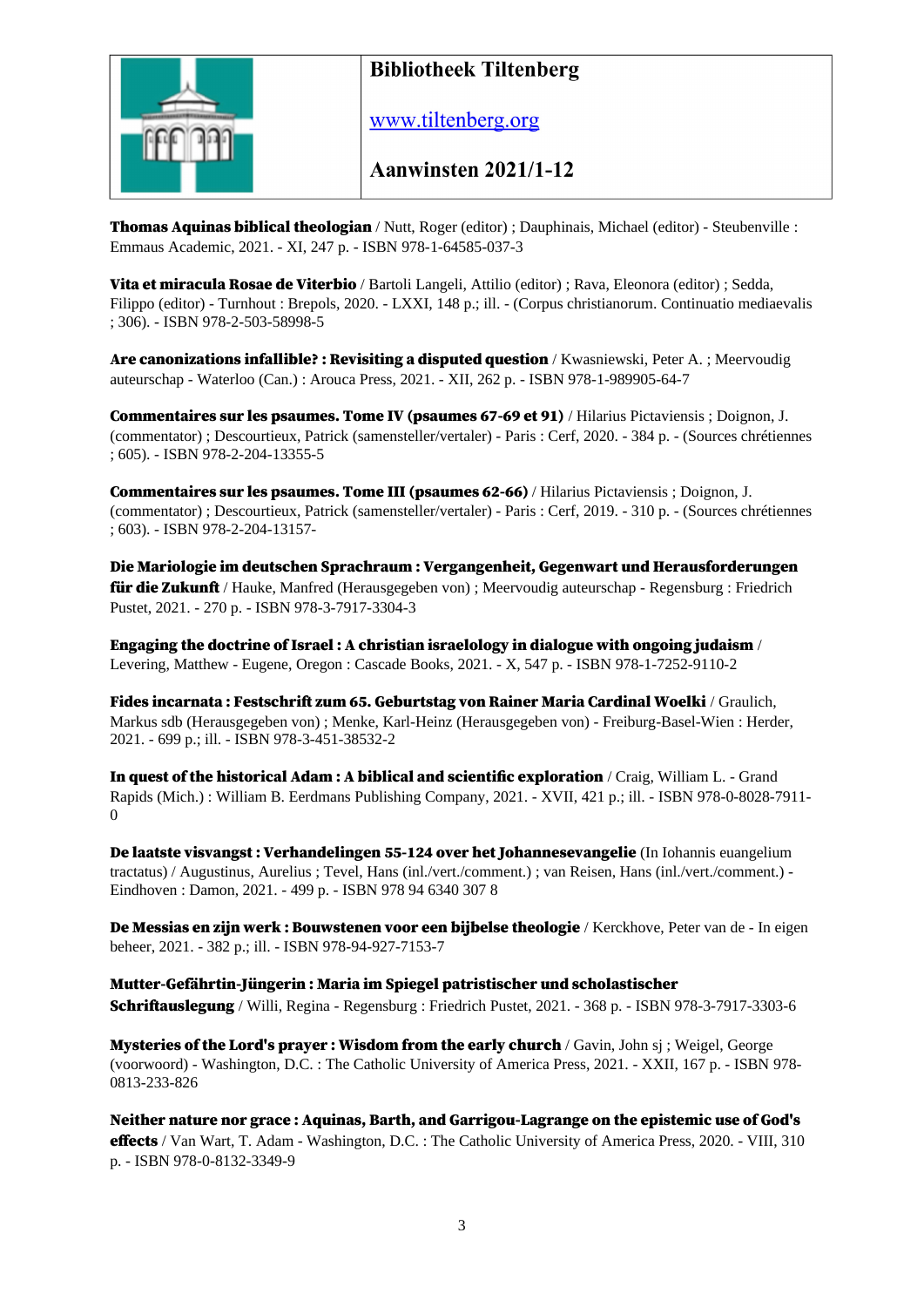**Thomas Aquinas biblical theologian** / Nutt, Roger (editor) ; Dauphinais, Michael (editor) - Steubenville : Emmaus Academic, 2021. - XI, 247 p. - ISBN 978-1-64585-037-3

**Vita et miracula Rosae de Viterbio** / Bartoli Langeli, Attilio (editor) ; Rava, Eleonora (editor) ; Sedda, Filippo (editor) - Turnhout : Brepols, 2020. - LXXI, 148 p.; ill. - (Corpus christianorum. Continuatio mediaevalis ; 306). - ISBN 978-2-503-58998-5

**Are canonizations infallible? : Revisiting a disputed question** / Kwasniewski, Peter A. ; Meervoudig auteurschap - Waterloo (Can.) : Arouca Press, 2021. - XII, 262 p. - ISBN 978-1-989905-64-7

**Commentaires sur les psaumes. Tome IV (psaumes 67-69 et 91)** / Hilarius Pictaviensis ; Doignon, J. (commentator) ; Descourtieux, Patrick (samensteller/vertaler) - Paris : Cerf, 2020. - 384 p. - (Sources chrétiennes ; 605). - ISBN 978-2-204-13355-5

**Commentaires sur les psaumes. Tome III (psaumes 62-66)** / Hilarius Pictaviensis ; Doignon, J. (commentator) ; Descourtieux, Patrick (samensteller/vertaler) - Paris : Cerf, 2019. - 310 p. - (Sources chrétiennes ; 603). - ISBN 978-2-204-13157-

**Die Mariologie im deutschen Sprachraum : Vergangenheit, Gegenwart und Herausforderungen für die Zukunft** / Hauke, Manfred (Herausgegeben von) ; Meervoudig auteurschap - Regensburg : Friedrich Pustet, 2021. - 270 p. - ISBN 978-3-7917-3304-3

**Engaging the doctrine of Israel : A christian israelology in dialogue with ongoing judaism** / Levering, Matthew - Eugene, Oregon : Cascade Books, 2021. - X, 547 p. - ISBN 978-1-7252-9110-2

**Fides incarnata : Festschrift zum 65. Geburtstag von Rainer Maria Cardinal Woelki** / Graulich, Markus sdb (Herausgegeben von) ; Menke, Karl-Heinz (Herausgegeben von) - Freiburg-Basel-Wien : Herder, 2021. - 699 p.; ill. - ISBN 978-3-451-38532-2

**In quest of the historical Adam : A biblical and scientific exploration** / Craig, William L. - Grand Rapids (Mich.) : William B. Eerdmans Publishing Company, 2021. - XVII, 421 p.; ill. - ISBN 978-0-8028-7911-0

**De laatste visvangst : Verhandelingen 55-124 over het Johannesevangelie** (In Iohannis euangelium tractatus) / Augustinus, Aurelius ; Tevel, Hans (inl./vert./comment.) ; van Reisen, Hans (inl./vert./comment.) - Eindhoven : Damon, 2021. - 499 p. - ISBN 978 94 6340 307 8

**De Messias en zijn werk : Bouwstenen voor een bijbelse theologie** / Kerckhove, Peter van de - In eigen beheer, 2021. - 382 p.; ill. - ISBN 978-94-927-7153-7

**Mutter-Gefährtin-Jüngerin : Maria im Spiegel patristischer und scholastischer Schriftauslegung** / Willi, Regina - Regensburg : Friedrich Pustet, 2021. - 368 p. - ISBN 978-3-7917-3303-6

**Mysteries of the Lord's prayer : Wisdom from the early church** / Gavin, John sj ; Weigel, George (voorwoord) - Washington, D.C. : The Catholic University of America Press, 2021. - XXII, 167 p. - ISBN 978-0813-233-826

**Neither nature nor grace : Aquinas, Barth, and Garrigou-Lagrange on the epistemic use of God's effects** / Van Wart, T. Adam - Washington, D.C. : The Catholic University of America Press, 2020. - VIII, 310 p. - ISBN 978-0-8132-3349-9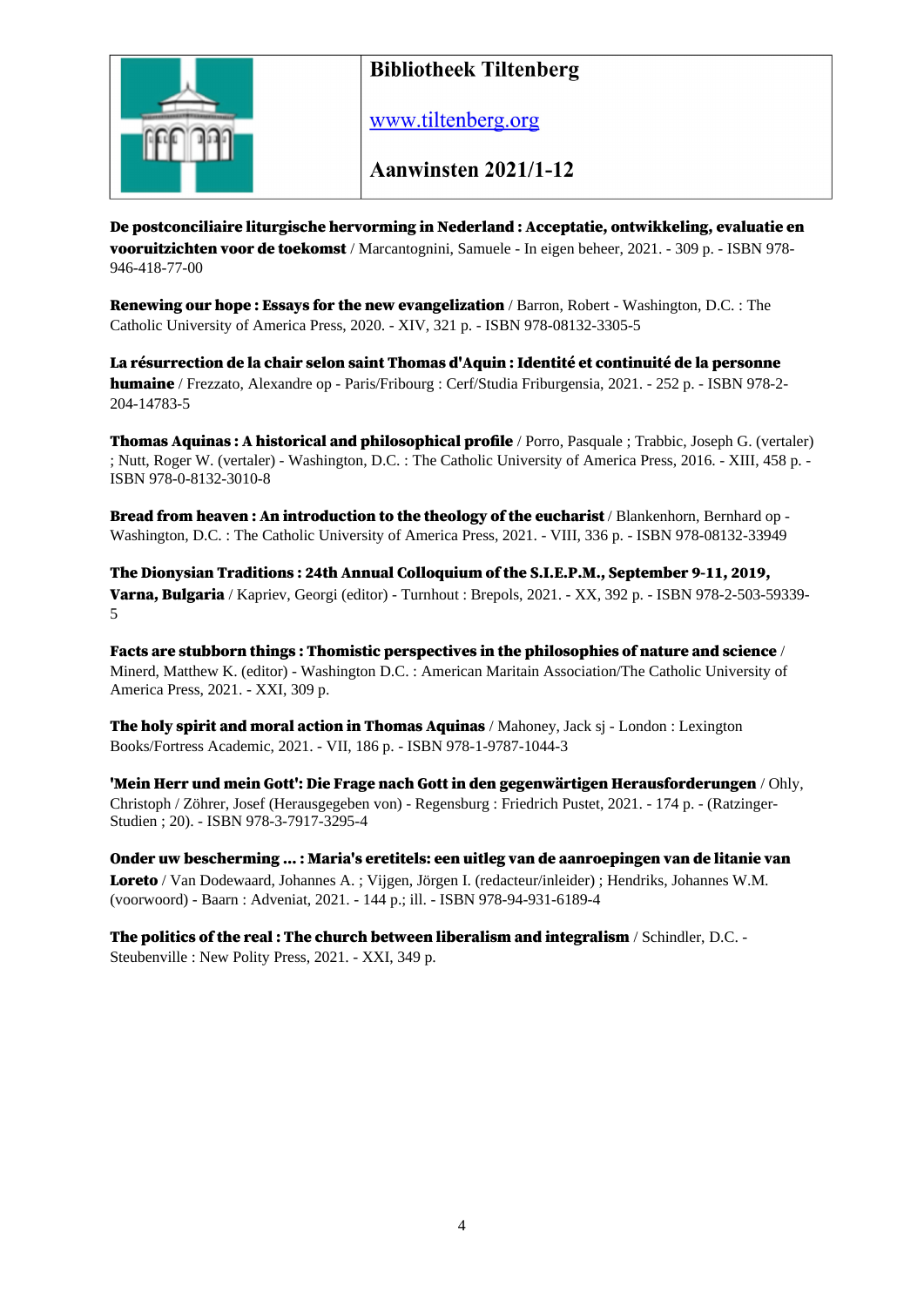**Bibliotheek Tiltenberg**

[www.tiltenberg.org](http://www.tiltenberg.org)

**Aanwinsten 2021/1-12**

**De postconciliaire liturgische hervorming in Nederland : Acceptatie, ontwikkeling, evaluatie en vooruitzichten voor de toekomst** / Marcantognini, Samuele - In eigen beheer, 2021. - 309 p. - ISBN 978-946-418-77-00

**Renewing our hope : Essays for the new evangelization** / Barron, Robert - Washington, D.C. : The Catholic University of America Press, 2020. - XIV, 321 p. - ISBN 978-08132-3305-5

**La résurrection de la chair selon saint Thomas d'Aquin : Identité et continuité de la personne humaine** / Frezzato, Alexandre op - Paris/Fribourg : Cerf/Studia Friburgensia, 2021. - 252 p. - ISBN 978-2-204-14783-5

**Thomas Aquinas : A historical and philosophical profile** / Porro, Pasquale ; Trabbic, Joseph G. (vertaler) ; Nutt, Roger W. (vertaler) - Washington, D.C. : The Catholic University of America Press, 2016. - XIII, 458 p. - ISBN 978-0-8132-3010-8

**Bread from heaven : An introduction to the theology of the eucharist** / Blankenhorn, Bernhard op - Washington, D.C. : The Catholic University of America Press, 2021. - VIII, 336 p. - ISBN 978-08132-33949

**The Dionysian Traditions : 24th Annual Colloquium of the S.I.E.P.M., September 9-11, 2019, Varna, Bulgaria** / Kapriev, Georgi (editor) - Turnhout : Brepols, 2021. - XX, 392 p. - ISBN 978-2-503-59339-5

**Facts are stubborn things : Thomistic perspectives in the philosophies of nature and science** / Minerd, Matthew K. (editor) - Washington D.C. : American Maritain Association/The Catholic University of America Press, 2021. - XXI, 309 p.

**The holy spirit and moral action in Thomas Aquinas** / Mahoney, Jack sj - London : Lexington Books/Fortress Academic, 2021. - VII, 186 p. - ISBN 978-1-9787-1044-3

**'Mein Herr und mein Gott': Die Frage nach Gott in den gegenwärtigen Herausforderungen** / Ohly, Christoph / Zöhrer, Josef (Herausgegeben von) - Regensburg : Friedrich Pustet, 2021. - 174 p. - (Ratzinger-Studien ; 20). - ISBN 978-3-7917-3295-4

**Onder uw bescherming ... : Maria's eretitels: een uitleg van de aanroepingen van de litanie van Loreto** / Van Dodewaard, Johannes A. ; Vijgen, Jörgen I. (redacteur/inleider) ; Hendriks, Johannes W.M. (voorwoord) - Baarn : Adveniat, 2021. - 144 p.; ill. - ISBN 978-94-931-6189-4

**The politics of the real : The church between liberalism and integralism** / Schindler, D.C. - Steubenville : New Polity Press, 2021. - XXI, 349 p.